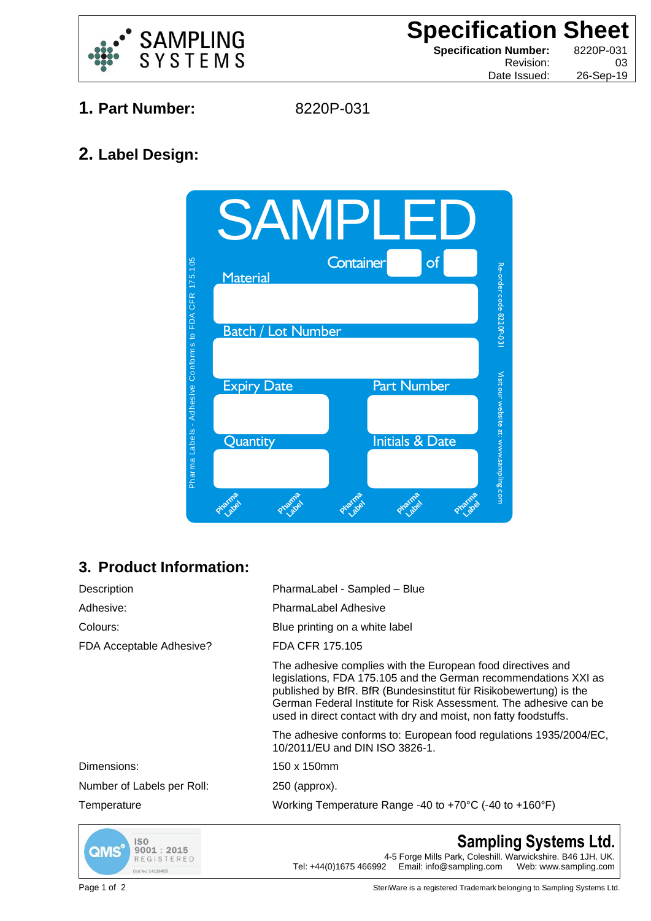# Specification Sheet

**Specification Number:** 8220P-031
Revision: 03
Date Issued: 26-Sep-19

## 1. Part Number: 8220P-031

## 2. Label Design:

SAMPLED

Container [ ] of [ ]

Material

Batch / Lot Number

Expiry Date | Part Number

Quantity | Initials & Date

Pharma Labels - Adhesive Conforms to FDA CFR 175.105

Re-order code 8220P-031

Visit our website at: www.sampling.com

Pharma Label

## 3. Product Information:

| | |
|---|---|
| Description | PharmaLabel - Sampled – Blue |
| Adhesive: | PharmaLabel Adhesive |
| Colours: | Blue printing on a white label |
| FDA Acceptable Adhesive? | FDA CFR 175.105 |
| | The adhesive complies with the European food directives and legislations, FDA 175.105 and the German recommendations XXI as published by BfR. BfR (Bundesinstitut für Risikobewertung) is the German Federal Institute for Risk Assessment. The adhesive can be used in direct contact with dry and moist, non fatty foodstuffs. |
| | The adhesive conforms to: European food regulations 1935/2004/EC, 10/2011/EU and DIN ISO 3826-1. |
| Dimensions: | 150 x 150mm |
| Number of Labels per Roll: | 250 (approx). |
| Temperature | Working Temperature Range -40 to +70°C (-40 to +160°F) |

**Sampling Systems Ltd.**
4-5 Forge Mills Park, Coleshill. Warwickshire. B46 1JH. UK.
Tel: +44(0)1675 466992 Email: info@sampling.com Web: www.sampling.com

SteriWare is a registered Trademark belonging to Sampling Systems Ltd.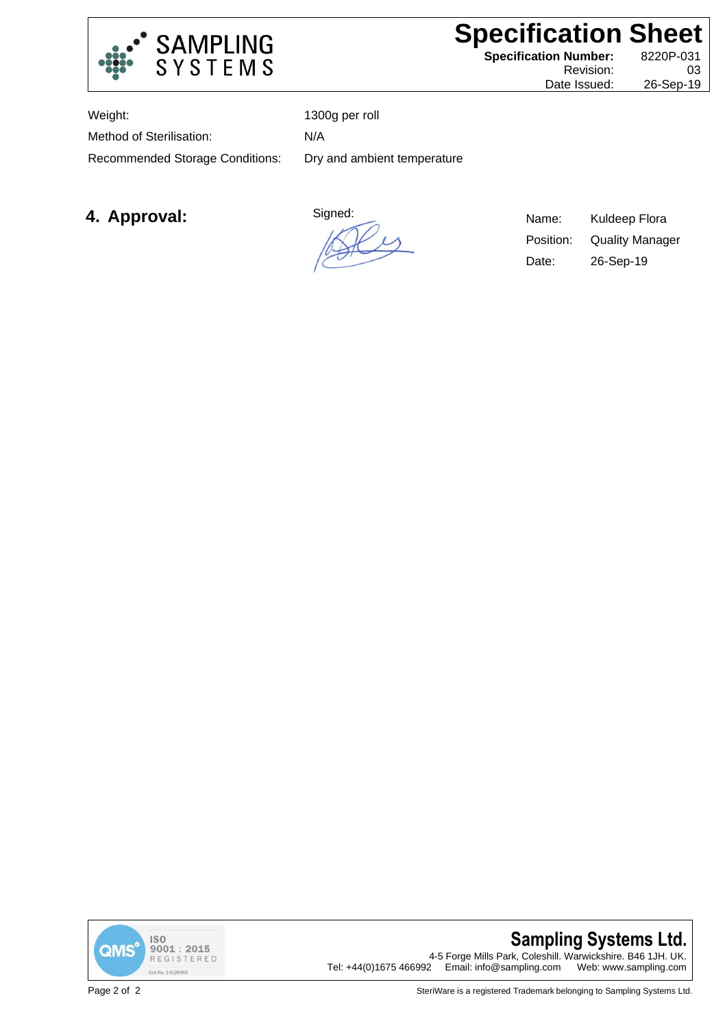| | |
|---|---|
| Weight: | 1300g per roll |
| Method of Sterilisation: | N/A |
| Recommended Storage Conditions: | Dry and ambient temperature |

## 4. Approval:

Signed:

| | |
|---|---|
| Name: | Kuldeep Flora |
| Position: | Quality Manager |
| Date: | 26-Sep-19 |